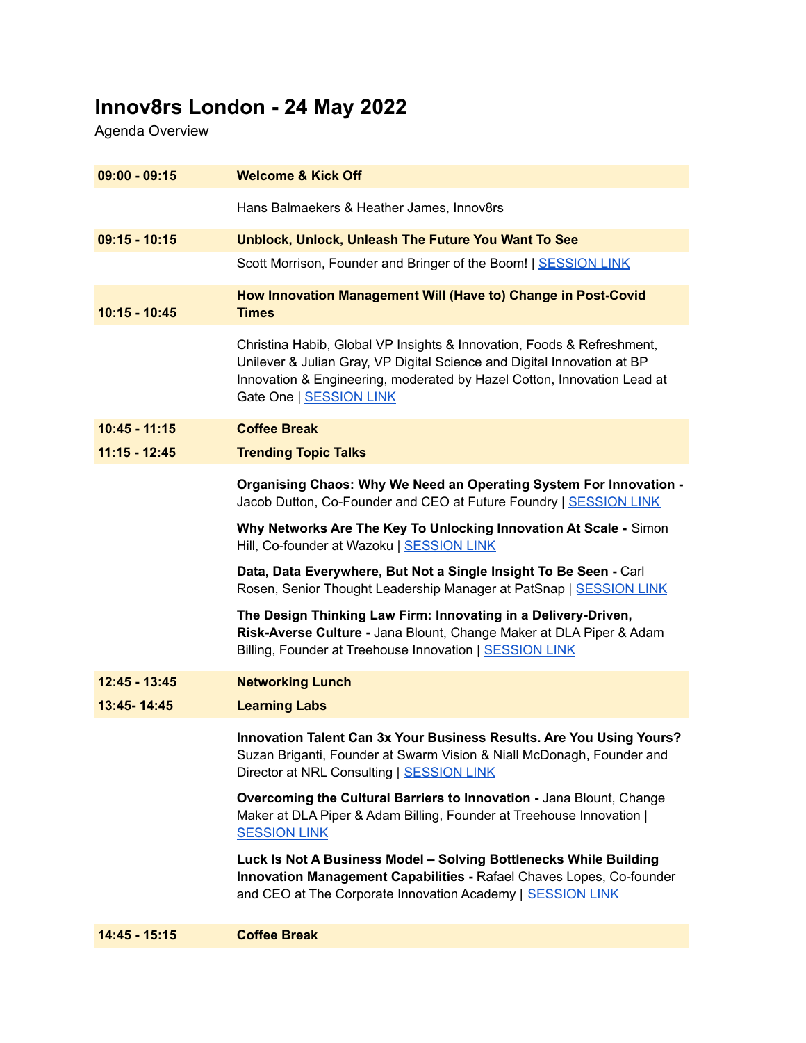# Innov8rs London - 24 May 2022

Agenda Overview

| | |
|---|---|
| **09:00 - 09:15** | **Welcome & Kick Off** |
| | Hans Balmaekers & Heather James, Innov8rs |
| **09:15 - 10:15** | **Unblock, Unlock, Unleash The Future You Want To See** |
| | Scott Morrison, Founder and Bringer of the Boom! \| SESSION LINK |
| **10:15 - 10:45** | **How Innovation Management Will (Have to) Change in Post-Covid Times** |
| | Christina Habib, Global VP Insights & Innovation, Foods & Refreshment, Unilever & Julian Gray, VP Digital Science and Digital Innovation at BP Innovation & Engineering, moderated by Hazel Cotton, Innovation Lead at Gate One \| SESSION LINK |
| **10:45 - 11:15** | **Coffee Break** |
| **11:15 - 12:45** | **Trending Topic Talks** |
| | **Organising Chaos: Why We Need an Operating System For Innovation -** Jacob Dutton, Co-Founder and CEO at Future Foundry \| SESSION LINK<br><br>**Why Networks Are The Key To Unlocking Innovation At Scale -** Simon Hill, Co-founder at Wazoku \| SESSION LINK<br><br>**Data, Data Everywhere, But Not a Single Insight To Be Seen -** Carl Rosen, Senior Thought Leadership Manager at PatSnap \| SESSION LINK<br><br>**The Design Thinking Law Firm: Innovating in a Delivery-Driven, Risk-Averse Culture -** Jana Blount, Change Maker at DLA Piper & Adam Billing, Founder at Treehouse Innovation \| SESSION LINK |
| **12:45 - 13:45** | **Networking Lunch** |
| **13:45- 14:45** | **Learning Labs** |
| | **Innovation Talent Can 3x Your Business Results. Are You Using Yours?** Suzan Briganti, Founder at Swarm Vision & Niall McDonagh, Founder and Director at NRL Consulting \| SESSION LINK<br><br>**Overcoming the Cultural Barriers to Innovation -** Jana Blount, Change Maker at DLA Piper & Adam Billing, Founder at Treehouse Innovation \| SESSION LINK<br><br>**Luck Is Not A Business Model – Solving Bottlenecks While Building Innovation Management Capabilities -** Rafael Chaves Lopes, Co-founder and CEO at The Corporate Innovation Academy \| SESSION LINK |
| **14:45 - 15:15** | **Coffee Break** |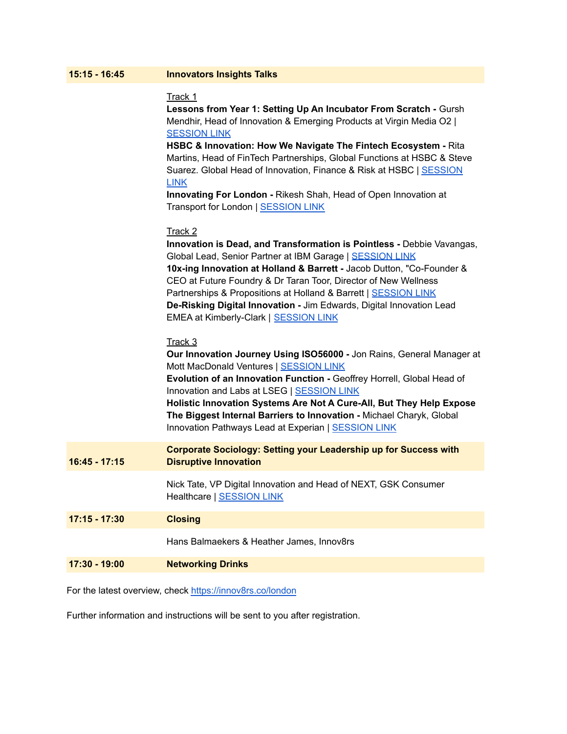| | |
|---|---|
| **15:15 - 16:45** | **Innovators Insights Talks** |
| | Track 1<br>**Lessons from Year 1: Setting Up An Incubator From Scratch -** Gursh Mendhir, Head of Innovation & Emerging Products at Virgin Media O2 \| SESSION LINK<br>**HSBC & Innovation: How We Navigate The Fintech Ecosystem -** Rita Martins, Head of FinTech Partnerships, Global Functions at HSBC & Steve Suarez. Global Head of Innovation, Finance & Risk at HSBC \| SESSION LINK<br>**Innovating For London -** Rikesh Shah, Head of Open Innovation at Transport for London \| SESSION LINK<br><br>Track 2<br>**Innovation is Dead, and Transformation is Pointless -** Debbie Vavangas, Global Lead, Senior Partner at IBM Garage \| SESSION LINK<br>**10x-ing Innovation at Holland & Barrett -** Jacob Dutton, "Co-Founder & CEO at Future Foundry & Dr Taran Toor, Director of New Wellness Partnerships & Propositions at Holland & Barrett \| SESSION LINK<br>**De-Risking Digital Innovation -** Jim Edwards, Digital Innovation Lead EMEA at Kimberly-Clark \| SESSION LINK<br><br>Track 3<br>**Our Innovation Journey Using ISO56000 -** Jon Rains, General Manager at Mott MacDonald Ventures \| SESSION LINK<br>**Evolution of an Innovation Function -** Geoffrey Horrell, Global Head of Innovation and Labs at LSEG \| SESSION LINK<br>**Holistic Innovation Systems Are Not A Cure-All, But They Help Expose The Biggest Internal Barriers to Innovation -** Michael Charyk, Global Innovation Pathways Lead at Experian \| SESSION LINK |
| **16:45 - 17:15** | **Corporate Sociology: Setting your Leadership up for Success with Disruptive Innovation** |
| | Nick Tate, VP Digital Innovation and Head of NEXT, GSK Consumer Healthcare \| SESSION LINK |
| **17:15 - 17:30** | **Closing** |
| | Hans Balmaekers & Heather James, Innov8rs |
| **17:30 - 19:00** | **Networking Drinks** |

For the latest overview, check https://innov8rs.co/london

Further information and instructions will be sent to you after registration.